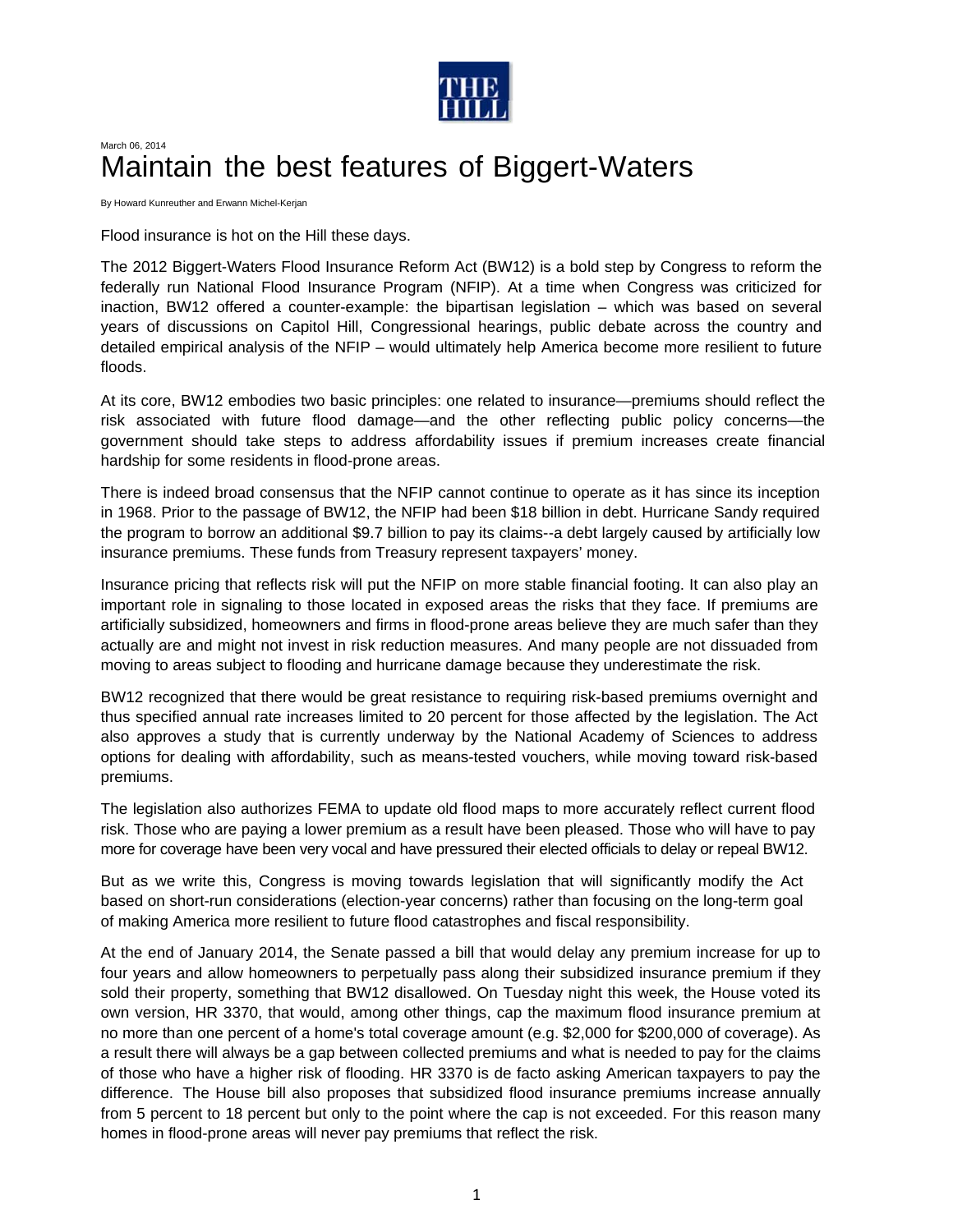March 06, 2014

# Maintain the best features of Biggert-Waters

By Howard Kunreuther and Erwann Michel-Kerjan

Flood insurance is hot on the Hill these days.

The 2012 Biggert-Waters Flood Insurance Reform Act (BW12) is a bold step by Congress to reform the federally run National Flood Insurance Program (NFIP). At a time when Congress was criticized for inaction, BW12 offered a counter-example: the bipartisan legislation – which was based on several years of discussions on Capitol Hill, Congressional hearings, public debate across the country and detailed empirical analysis of the NFIP – would ultimately help America become more resilient to future floods.

At its core, BW12 embodies two basic principles: one related to insurance—premiums should reflect the risk associated with future flood damage—and the other reflecting public policy concerns—the government should take steps to address affordability issues if premium increases create financial hardship for some residents in flood-prone areas.

There is indeed broad consensus that the NFIP cannot continue to operate as it has since its inception in 1968. Prior to the passage of BW12, the NFIP had been $18 billion in debt. Hurricane Sandy required the program to borrow an additional $9.7 billion to pay its claims--a debt largely caused by artificially low insurance premiums. These funds from Treasury represent taxpayers' money.

Insurance pricing that reflects risk will put the NFIP on more stable financial footing. It can also play an important role in signaling to those located in exposed areas the risks that they face. If premiums are artificially subsidized, homeowners and firms in flood-prone areas believe they are much safer than they actually are and might not invest in risk reduction measures. And many people are not dissuaded from moving to areas subject to flooding and hurricane damage because they underestimate the risk.

BW12 recognized that there would be great resistance to requiring risk-based premiums overnight and thus specified annual rate increases limited to 20 percent for those affected by the legislation. The Act also approves a study that is currently underway by the National Academy of Sciences to address options for dealing with affordability, such as means-tested vouchers, while moving toward risk-based premiums.

The legislation also authorizes FEMA to update old flood maps to more accurately reflect current flood risk. Those who are paying a lower premium as a result have been pleased. Those who will have to pay more for coverage have been very vocal and have pressured their elected officials to delay or repeal BW12.

But as we write this, Congress is moving towards legislation that will significantly modify the Act based on short-run considerations (election-year concerns) rather than focusing on the long-term goal of making America more resilient to future flood catastrophes and fiscal responsibility.

At the end of January 2014, the Senate passed a bill that would delay any premium increase for up to four years and allow homeowners to perpetually pass along their subsidized insurance premium if they sold their property, something that BW12 disallowed. On Tuesday night this week, the House voted its own version, HR 3370, that would, among other things, cap the maximum flood insurance premium at no more than one percent of a home's total coverage amount (e.g. $2,000 for $200,000 of coverage). As a result there will always be a gap between collected premiums and what is needed to pay for the claims of those who have a higher risk of flooding. HR 3370 is de facto asking American taxpayers to pay the difference. The House bill also proposes that subsidized flood insurance premiums increase annually from 5 percent to 18 percent but only to the point where the cap is not exceeded. For this reason many homes in flood-prone areas will never pay premiums that reflect the risk.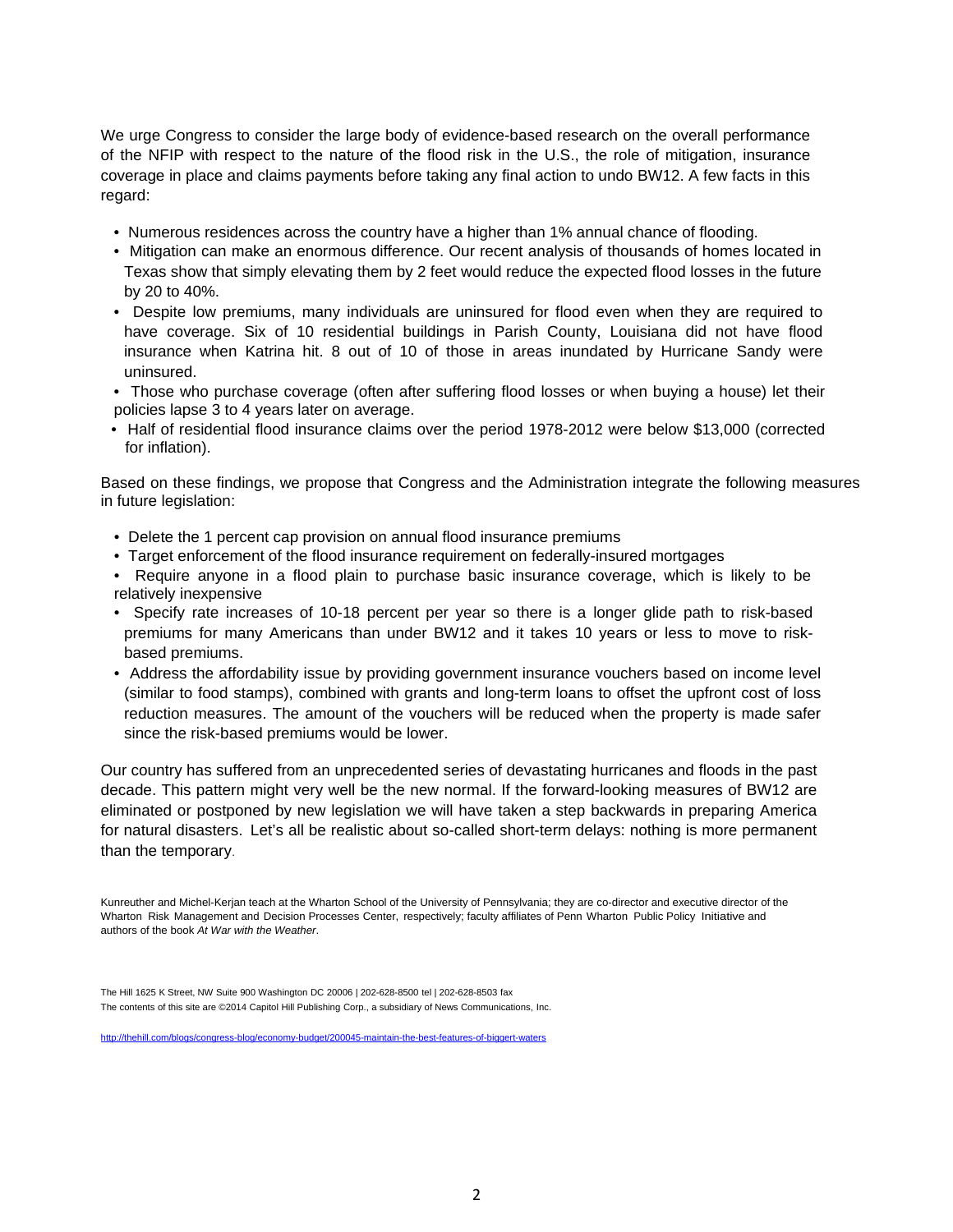We urge Congress to consider the large body of evidence-based research on the overall performance of the NFIP with respect to the nature of the flood risk in the U.S., the role of mitigation, insurance coverage in place and claims payments before taking any final action to undo BW12. A few facts in this regard:

- Numerous residences across the country have a higher than 1% annual chance of flooding.
- Mitigation can make an enormous difference. Our recent analysis of thousands of homes located in Texas show that simply elevating them by 2 feet would reduce the expected flood losses in the future by 20 to 40%.
- Despite low premiums, many individuals are uninsured for flood even when they are required to have coverage. Six of 10 residential buildings in Parish County, Louisiana did not have flood insurance when Katrina hit. 8 out of 10 of those in areas inundated by Hurricane Sandy were uninsured.
- Those who purchase coverage (often after suffering flood losses or when buying a house) let their policies lapse 3 to 4 years later on average.
- Half of residential flood insurance claims over the period 1978-2012 were below $13,000 (corrected for inflation).

Based on these findings, we propose that Congress and the Administration integrate the following measures in future legislation:

- Delete the 1 percent cap provision on annual flood insurance premiums
- Target enforcement of the flood insurance requirement on federally-insured mortgages
- Require anyone in a flood plain to purchase basic insurance coverage, which is likely to be relatively inexpensive
- Specify rate increases of 10-18 percent per year so there is a longer glide path to risk-based premiums for many Americans than under BW12 and it takes 10 years or less to move to risk-based premiums.
- Address the affordability issue by providing government insurance vouchers based on income level (similar to food stamps), combined with grants and long-term loans to offset the upfront cost of loss reduction measures. The amount of the vouchers will be reduced when the property is made safer since the risk-based premiums would be lower.

Our country has suffered from an unprecedented series of devastating hurricanes and floods in the past decade. This pattern might very well be the new normal. If the forward-looking measures of BW12 are eliminated or postponed by new legislation we will have taken a step backwards in preparing America for natural disasters. Let's all be realistic about so-called short-term delays: nothing is more permanent than the temporary.

Kunreuther and Michel-Kerjan teach at the Wharton School of the University of Pennsylvania; they are co-director and executive director of the Wharton Risk Management and Decision Processes Center, respectively; faculty affiliates of Penn Wharton Public Policy Initiative and authors of the book *At War with the Weather*.

The Hill 1625 K Street, NW Suite 900 Washington DC 20006 | 202-628-8500 tel | 202-628-8503 fax
The contents of this site are ©2014 Capitol Hill Publishing Corp., a subsidiary of News Communications, Inc.

http://thehill.com/blogs/congress-blog/economy-budget/200045-maintain-the-best-features-of-biggert-waters